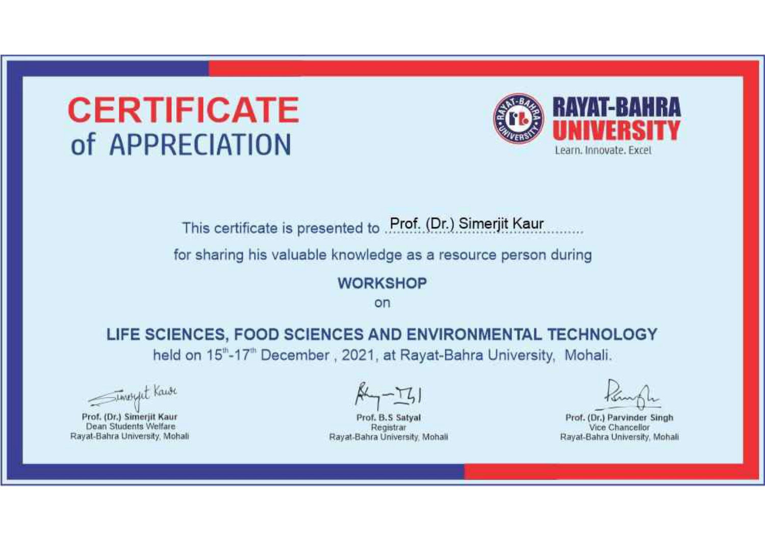# CERTIFICATE of APPRECIATION

**RAYAT-BAHRA UNIVERSITY**
Learn. Innovate. Excel

This certificate is presented to Prof. (Dr.) Simerjit Kaur

for sharing his valuable knowledge as a resource person during

**WORKSHOP**

on

**LIFE SCIENCES, FOOD SCIENCES AND ENVIRONMENTAL TECHNOLOGY**

held on 15th-17th December , 2021, at Rayat-Bahra University, Mohali.

| | | |
|---|---|---|
| **Prof. (Dr.) Simerjit Kaur** | **Prof. B.S Satyal** | **Prof. (Dr.) Parvinder Singh** |
| Dean Students Welfare | Registrar | Vice Chancellor |
| Rayat-Bahra University, Mohali | Rayat-Bahra University, Mohali | Rayat-Bahra University, Mohali |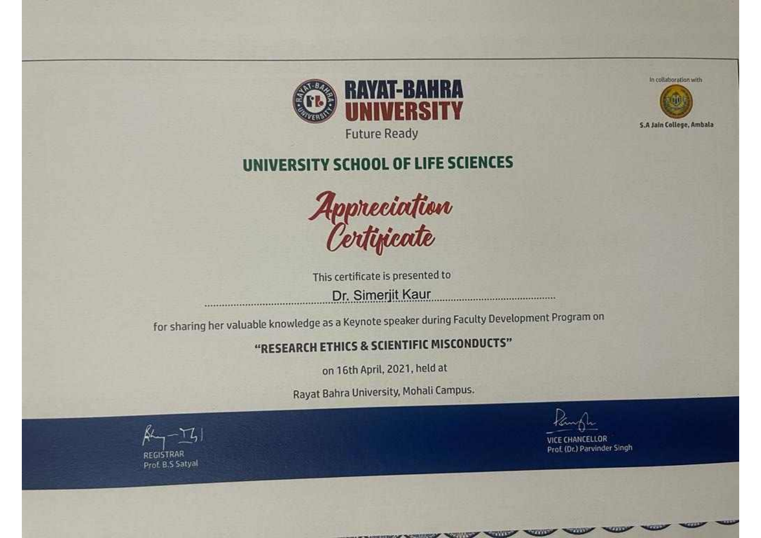In collaboration with

S.A Jain College, Ambala

# RAYAT-BAHRA UNIVERSITY

Future Ready

## UNIVERSITY SCHOOL OF LIFE SCIENCES

# *Appreciation Certificate*

This certificate is presented to

Dr. Simerjit Kaur

for sharing her valuable knowledge as a Keynote speaker during Faculty Development Program on

**"RESEARCH ETHICS & SCIENTIFIC MISCONDUCTS"**

on 16th April, 2021, held at

Rayat Bahra University, Mohali Campus.

REGISTRAR
Prof. B.S Satyal

VICE CHANCELLOR
Prof. (Dr.) Parvinder Singh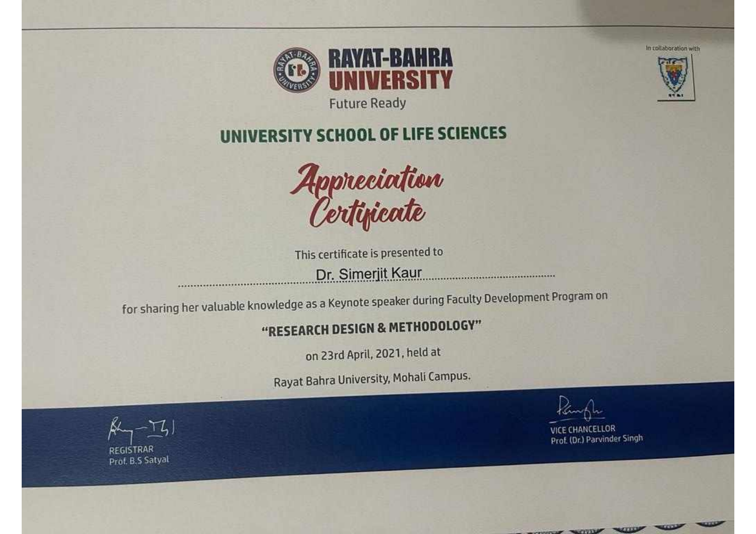In collaboration with

# RAYAT-BAHRA UNIVERSITY

Future Ready

## UNIVERSITY SCHOOL OF LIFE SCIENCES

# Appreciation Certificate

This certificate is presented to

Dr. Simerjit Kaur

for sharing her valuable knowledge as a Keynote speaker during Faculty Development Program on

**"RESEARCH DESIGN & METHODOLOGY"**

on 23rd April, 2021, held at

Rayat Bahra University, Mohali Campus.

REGISTRAR
Prof. B.S Satyal

VICE CHANCELLOR
Prof. (Dr.) Parvinder Singh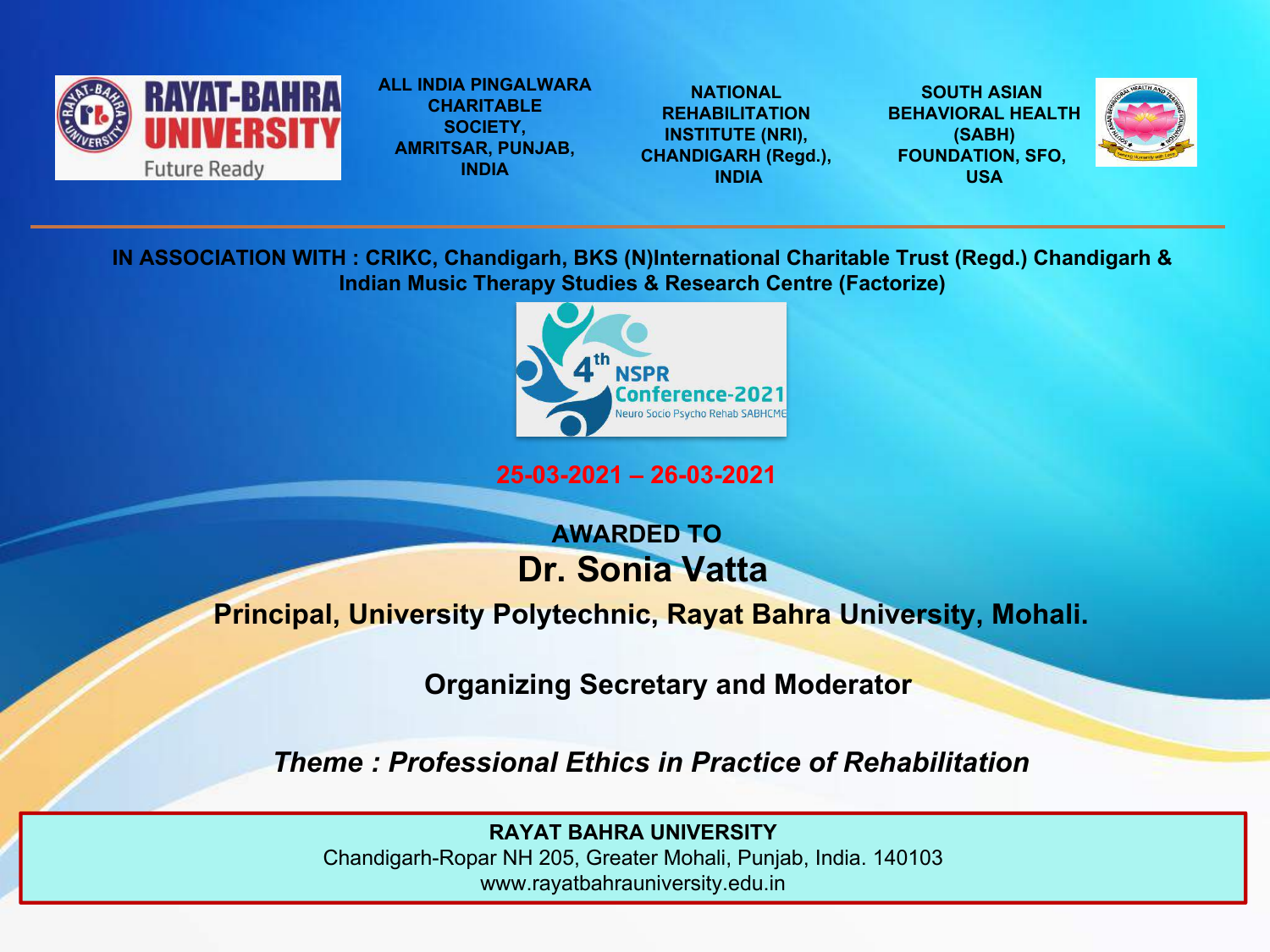**RAYAT-BAHRA UNIVERSITY**
Future Ready

**ALL INDIA PINGALWARA CHARITABLE SOCIETY, AMRITSAR, PUNJAB, INDIA**

**NATIONAL REHABILITATION INSTITUTE (NRI), CHANDIGARH (Regd.), INDIA**

**SOUTH ASIAN BEHAVIORAL HEALTH (SABH) FOUNDATION, SFO, USA**

**IN ASSOCIATION WITH : CRIKC, Chandigarh, BKS (N)International Charitable Trust (Regd.) Chandigarh & Indian Music Therapy Studies & Research Centre (Factorize)**

4th NSPR Conference-2021
Neuro Socio Psycho Rehab SABHCME

**25-03-2021 – 26-03-2021**

**AWARDED TO**

# Dr. Sonia Vatta

**Principal, University Polytechnic, Rayat Bahra University, Mohali.**

**Organizing Secretary and Moderator**

***Theme : Professional Ethics in Practice of Rehabilitation***

**RAYAT BAHRA UNIVERSITY**
Chandigarh-Ropar NH 205, Greater Mohali, Punjab, India. 140103
www.rayatbahrauniversity.edu.in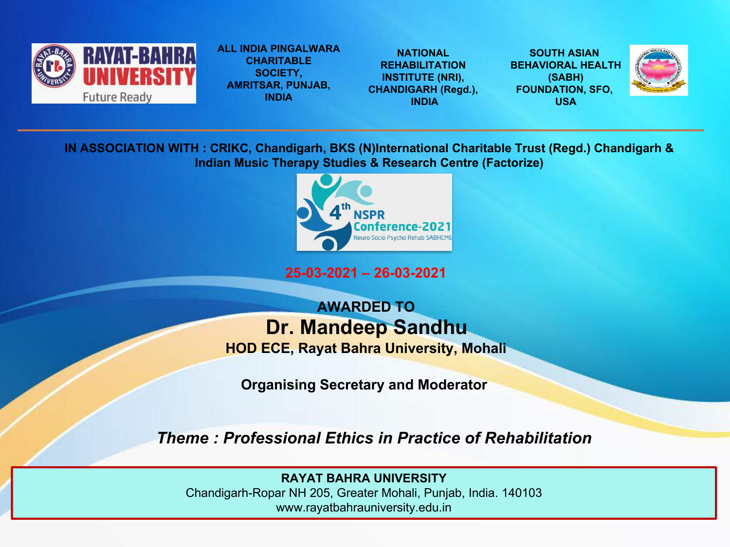RAYAT-BAHRA UNIVERSITY
Future Ready

ALL INDIA PINGALWARA CHARITABLE SOCIETY, AMRITSAR, PUNJAB, INDIA

NATIONAL REHABILITATION INSTITUTE (NRI), CHANDIGARH (Regd.), INDIA

SOUTH ASIAN BEHAVIORAL HEALTH (SABH) FOUNDATION, SFO, USA

**IN ASSOCIATION WITH : CRIKC, Chandigarh, BKS (N)International Charitable Trust (Regd.) Chandigarh & Indian Music Therapy Studies & Research Centre (Factorize)**

4th NSPR Conference-2021
Neuro Socio Psycho Rehab SABHCME

**25-03-2021 – 26-03-2021**

**AWARDED TO**

# Dr. Mandeep Sandhu

**HOD ECE, Rayat Bahra University, Mohali**

**Organising Secretary and Moderator**

***Theme : Professional Ethics in Practice of Rehabilitation***

**RAYAT BAHRA UNIVERSITY**
Chandigarh-Ropar NH 205, Greater Mohali, Punjab, India. 140103
www.rayatbahrauniversity.edu.in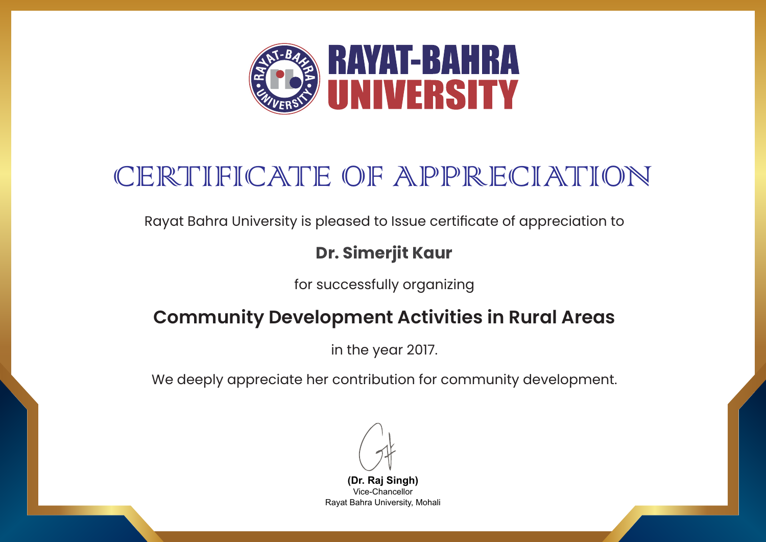# RAYAT-BAHRA UNIVERSITY

## CERTIFICATE OF APPRECIATION

Rayat Bahra University is pleased to Issue certificate of appreciation to

**Dr. Simerjit Kaur**

for successfully organizing

**Community Development Activities in Rural Areas**

in the year 2017.

We deeply appreciate her contribution for community development.

**(Dr. Raj Singh)**
Vice-Chancellor
Rayat Bahra University, Mohali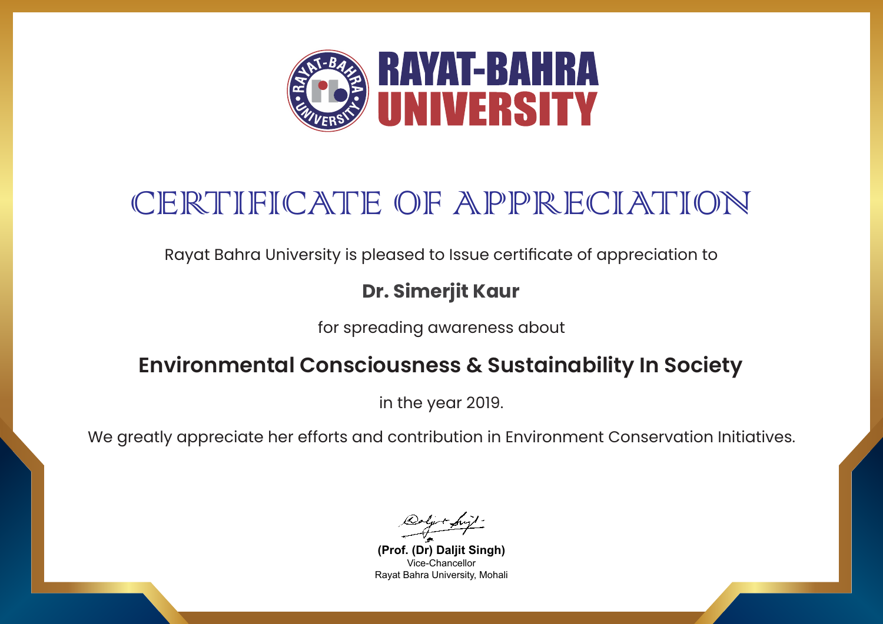RAYAT-BAHRA UNIVERSITY

# CERTIFICATE OF APPRECIATION

Rayat Bahra University is pleased to Issue certificate of appreciation to

**Dr. Simerjit Kaur**

for spreading awareness about

## Environmental Consciousness & Sustainability In Society

in the year 2019.

We greatly appreciate her efforts and contribution in Environment Conservation Initiatives.

**(Prof. (Dr) Daljit Singh)**
Vice-Chancellor
Rayat Bahra University, Mohali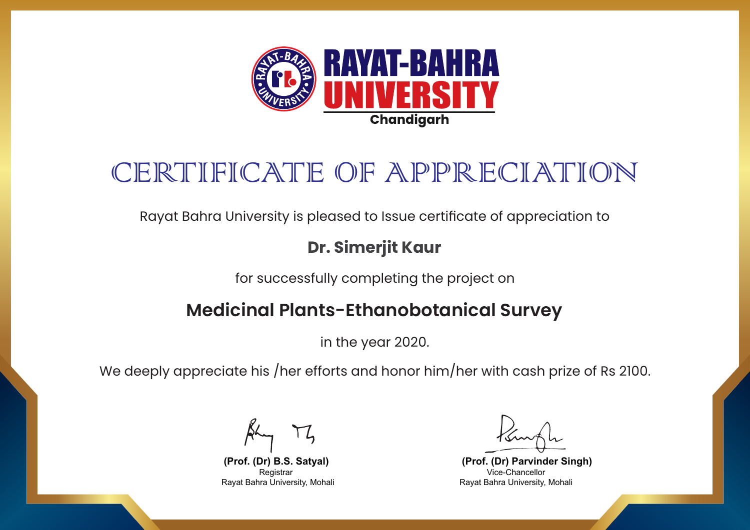**RAYAT-BAHRA UNIVERSITY**

**Chandigarh**

# CERTIFICATE OF APPRECIATION

Rayat Bahra University is pleased to Issue certificate of appreciation to

**Dr. Simerjit Kaur**

for successfully completing the project on

## Medicinal Plants-Ethanobotanical Survey

in the year 2020.

We deeply appreciate his /her efforts and honor him/her with cash prize of Rs 2100.

**(Prof. (Dr) B.S. Satyal)**
Registrar
Rayat Bahra University, Mohali

**(Prof. (Dr) Parvinder Singh)**
Vice-Chancellor
Rayat Bahra University, Mohali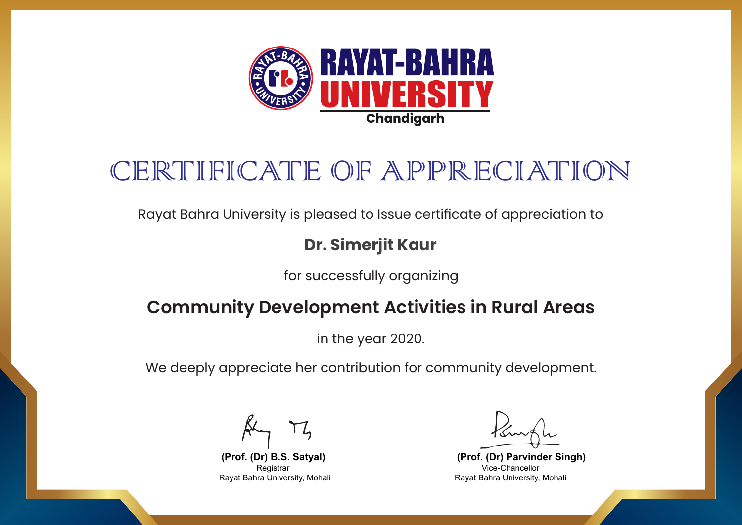RAYAT-BAHRA UNIVERSITY

Chandigarh

# CERTIFICATE OF APPRECIATION

Rayat Bahra University is pleased to Issue certificate of appreciation to

**Dr. Simerjit Kaur**

for successfully organizing

## Community Development Activities in Rural Areas

in the year 2020.

We deeply appreciate her contribution for community development.

**(Prof. (Dr) B.S. Satyal)**
Registrar
Rayat Bahra University, Mohali

**(Prof. (Dr) Parvinder Singh)**
Vice-Chancellor
Rayat Bahra University, Mohali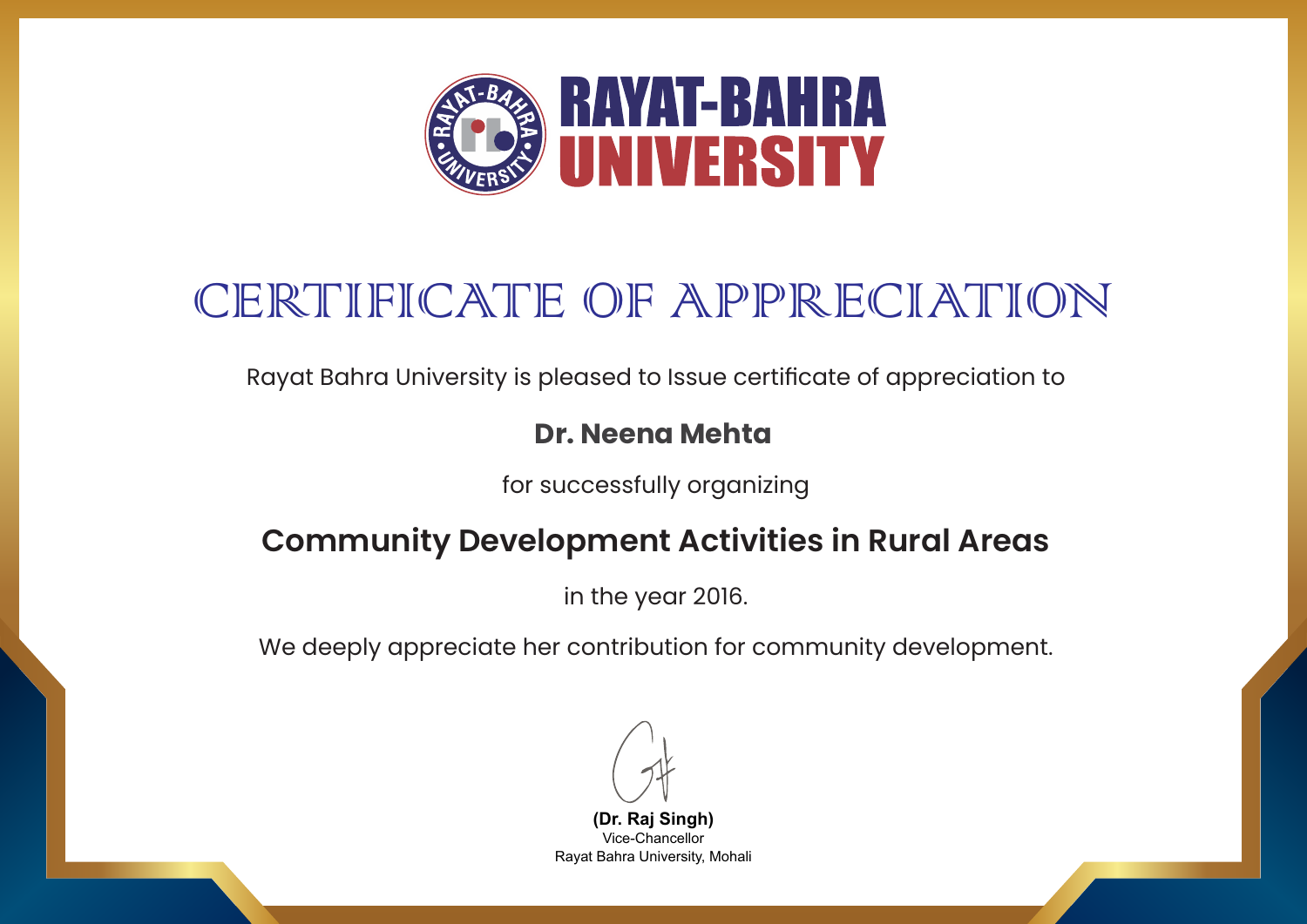# RAYAT-BAHRA UNIVERSITY

# CERTIFICATE OF APPRECIATION

Rayat Bahra University is pleased to Issue certificate of appreciation to

**Dr. Neena Mehta**

for successfully organizing

## Community Development Activities in Rural Areas

in the year 2016.

We deeply appreciate her contribution for community development.

**(Dr. Raj Singh)**
Vice-Chancellor
Rayat Bahra University, Mohali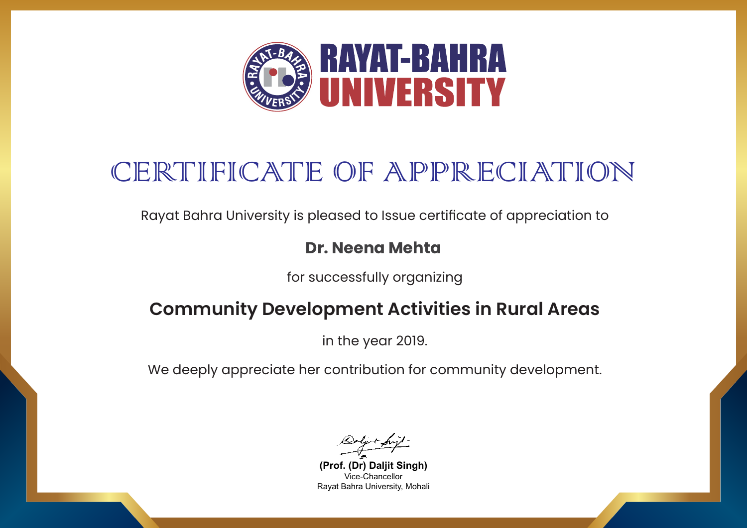# RAYAT-BAHRA UNIVERSITY

# CERTIFICATE OF APPRECIATION

Rayat Bahra University is pleased to Issue certificate of appreciation to

**Dr. Neena Mehta**

for successfully organizing

## Community Development Activities in Rural Areas

in the year 2019.

We deeply appreciate her contribution for community development.

**(Prof. (Dr) Daljit Singh)**
Vice-Chancellor
Rayat Bahra University, Mohali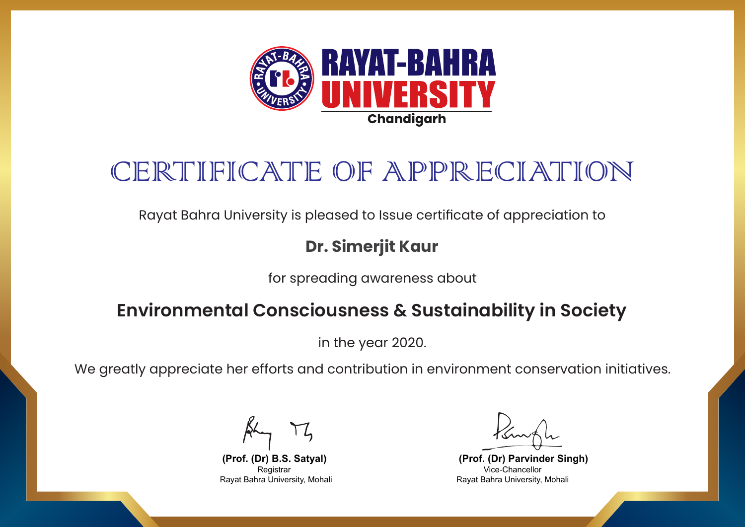RAYAT-BAHRA UNIVERSITY

Chandigarh

# CERTIFICATE OF APPRECIATION

Rayat Bahra University is pleased to Issue certificate of appreciation to

**Dr. Simerjit Kaur**

for spreading awareness about

## Environmental Consciousness & Sustainability in Society

in the year 2020.

We greatly appreciate her efforts and contribution in environment conservation initiatives.

**(Prof. (Dr) B.S. Satyal)**
Registrar
Rayat Bahra University, Mohali

**(Prof. (Dr) Parvinder Singh)**
Vice-Chancellor
Rayat Bahra University, Mohali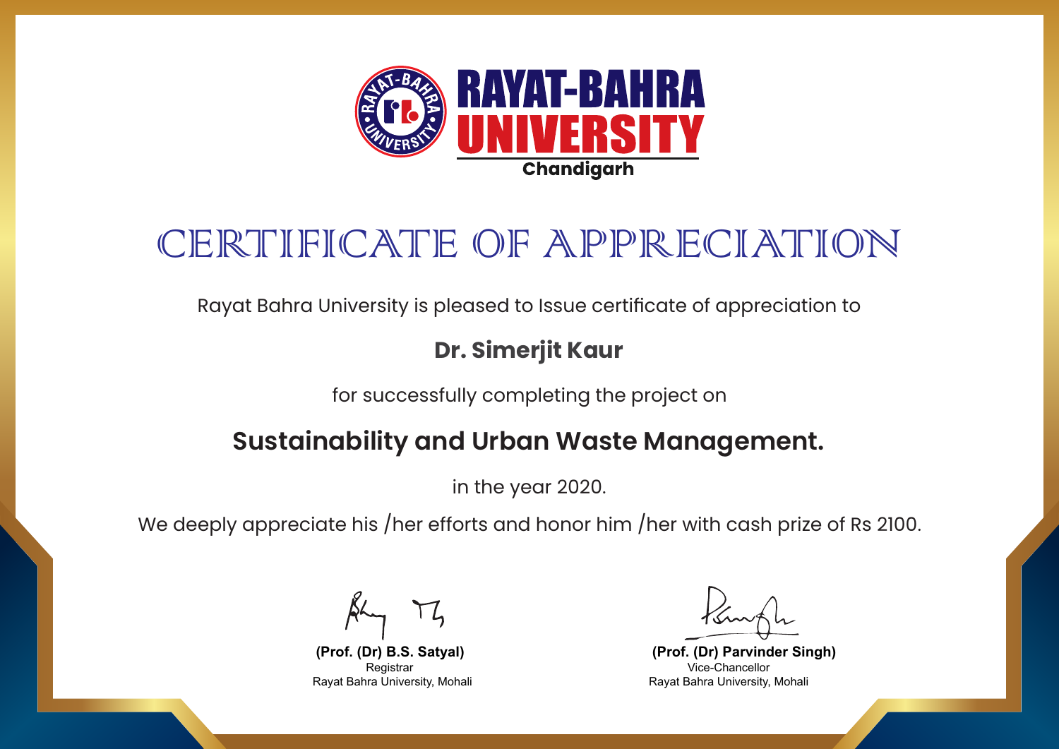RAYAT-BAHRA UNIVERSITY

Chandigarh

# CERTIFICATE OF APPRECIATION

Rayat Bahra University is pleased to Issue certificate of appreciation to

**Dr. Simerjit Kaur**

for successfully completing the project on

## Sustainability and Urban Waste Management.

in the year 2020.

We deeply appreciate his /her efforts and honor him /her with cash prize of Rs 2100.

**(Prof. (Dr) B.S. Satyal)**
Registrar
Rayat Bahra University, Mohali

**(Prof. (Dr) Parvinder Singh)**
Vice-Chancellor
Rayat Bahra University, Mohali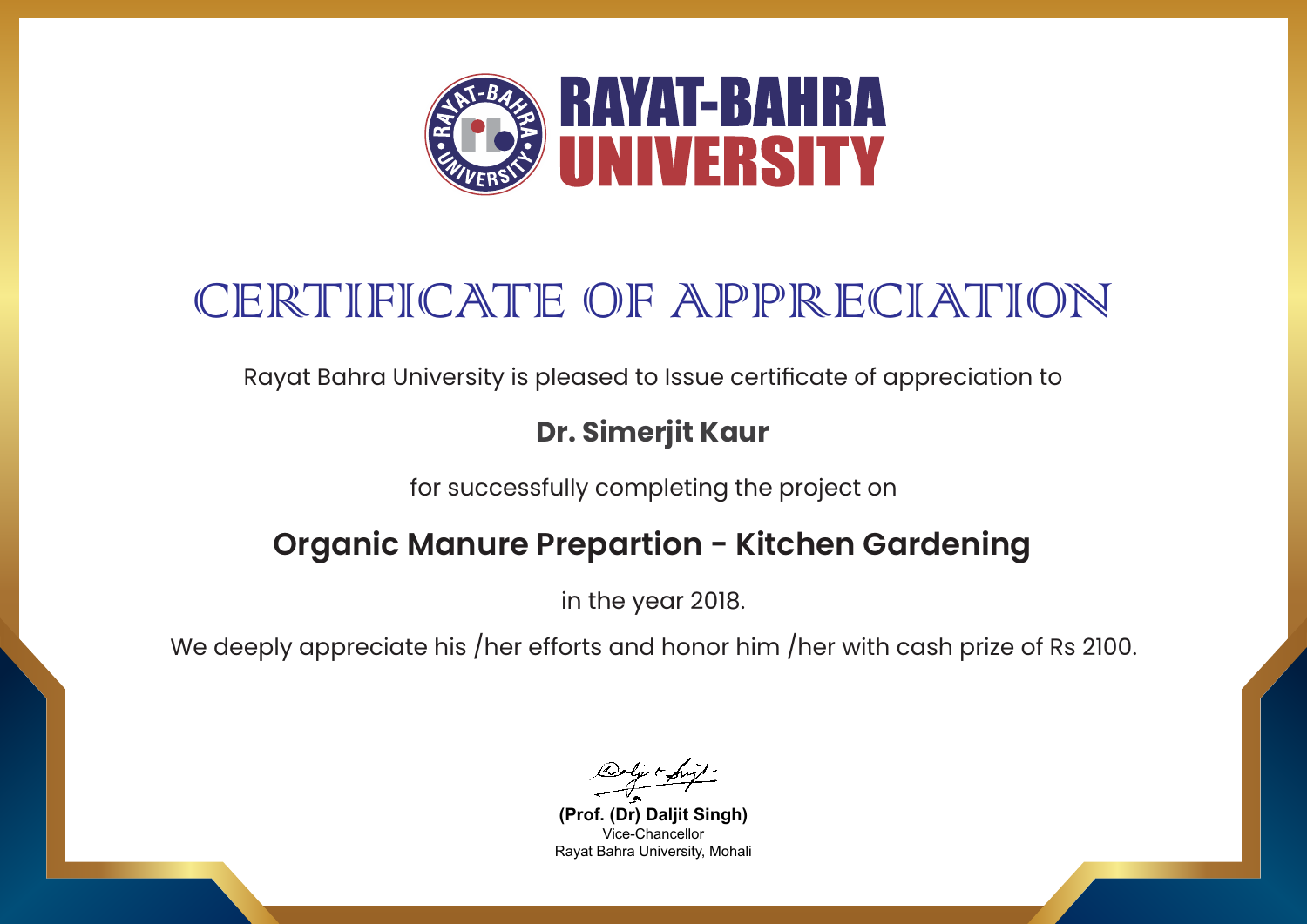RAYAT-BAHRA UNIVERSITY

# CERTIFICATE OF APPRECIATION

Rayat Bahra University is pleased to Issue certificate of appreciation to

**Dr. Simerjit Kaur**

for successfully completing the project on

## Organic Manure Prepartion - Kitchen Gardening

in the year 2018.

We deeply appreciate his /her efforts and honor him /her with cash prize of Rs 2100.

**(Prof. (Dr) Daljit Singh)**
Vice-Chancellor
Rayat Bahra University, Mohali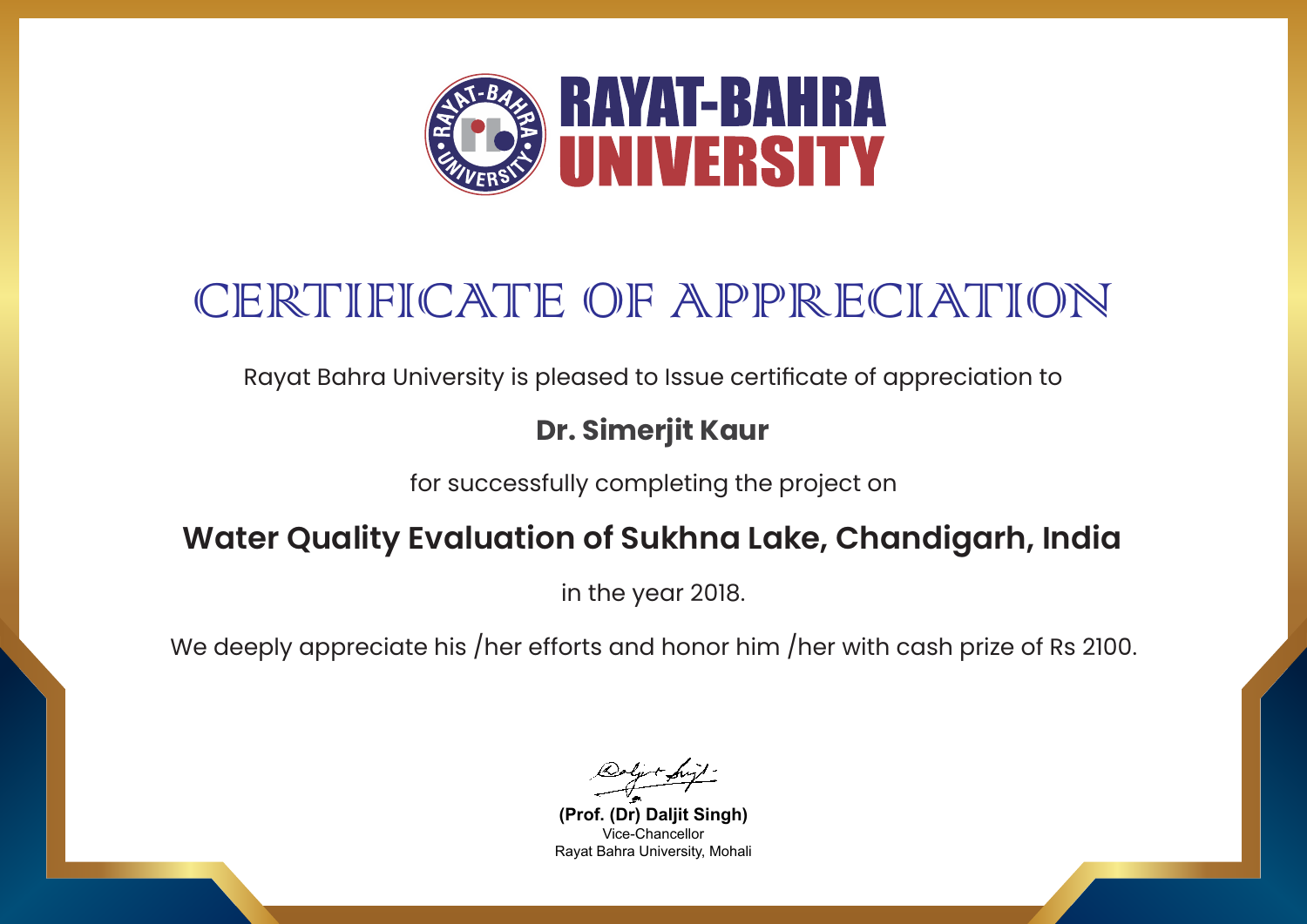**RAYAT-BAHRA UNIVERSITY**

# CERTIFICATE OF APPRECIATION

Rayat Bahra University is pleased to Issue certificate of appreciation to

**Dr. Simerjit Kaur**

for successfully completing the project on

**Water Quality Evaluation of Sukhna Lake, Chandigarh, India**

in the year 2018.

We deeply appreciate his /her efforts and honor him /her with cash prize of Rs 2100.

**(Prof. (Dr) Daljit Singh)**
Vice-Chancellor
Rayat Bahra University, Mohali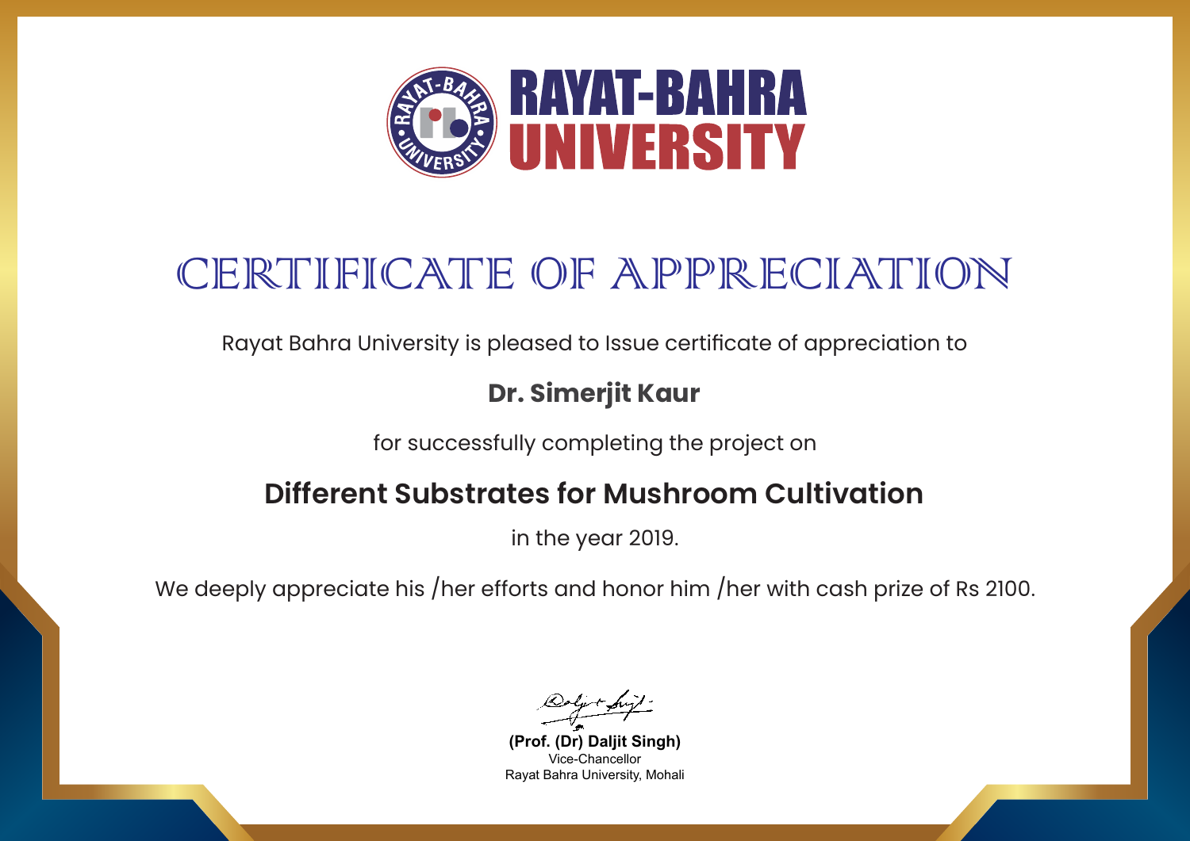RAYAT-BAHRA UNIVERSITY

# CERTIFICATE OF APPRECIATION

Rayat Bahra University is pleased to Issue certificate of appreciation to

**Dr. Simerjit Kaur**

for successfully completing the project on

## Different Substrates for Mushroom Cultivation

in the year 2019.

We deeply appreciate his /her efforts and honor him /her with cash prize of Rs 2100.

**(Prof. (Dr) Daljit Singh)**
Vice-Chancellor
Rayat Bahra University, Mohali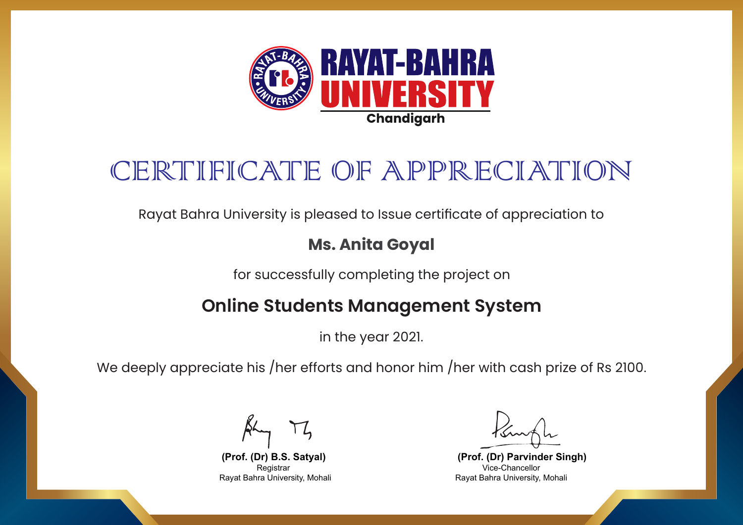RAYAT-BAHRA UNIVERSITY

Chandigarh

# CERTIFICATE OF APPRECIATION

Rayat Bahra University is pleased to Issue certificate of appreciation to

**Ms. Anita Goyal**

for successfully completing the project on

## Online Students Management System

in the year 2021.

We deeply appreciate his /her efforts and honor him /her with cash prize of Rs 2100.

**(Prof. (Dr) B.S. Satyal)**
Registrar
Rayat Bahra University, Mohali

**(Prof. (Dr) Parvinder Singh)**
Vice-Chancellor
Rayat Bahra University, Mohali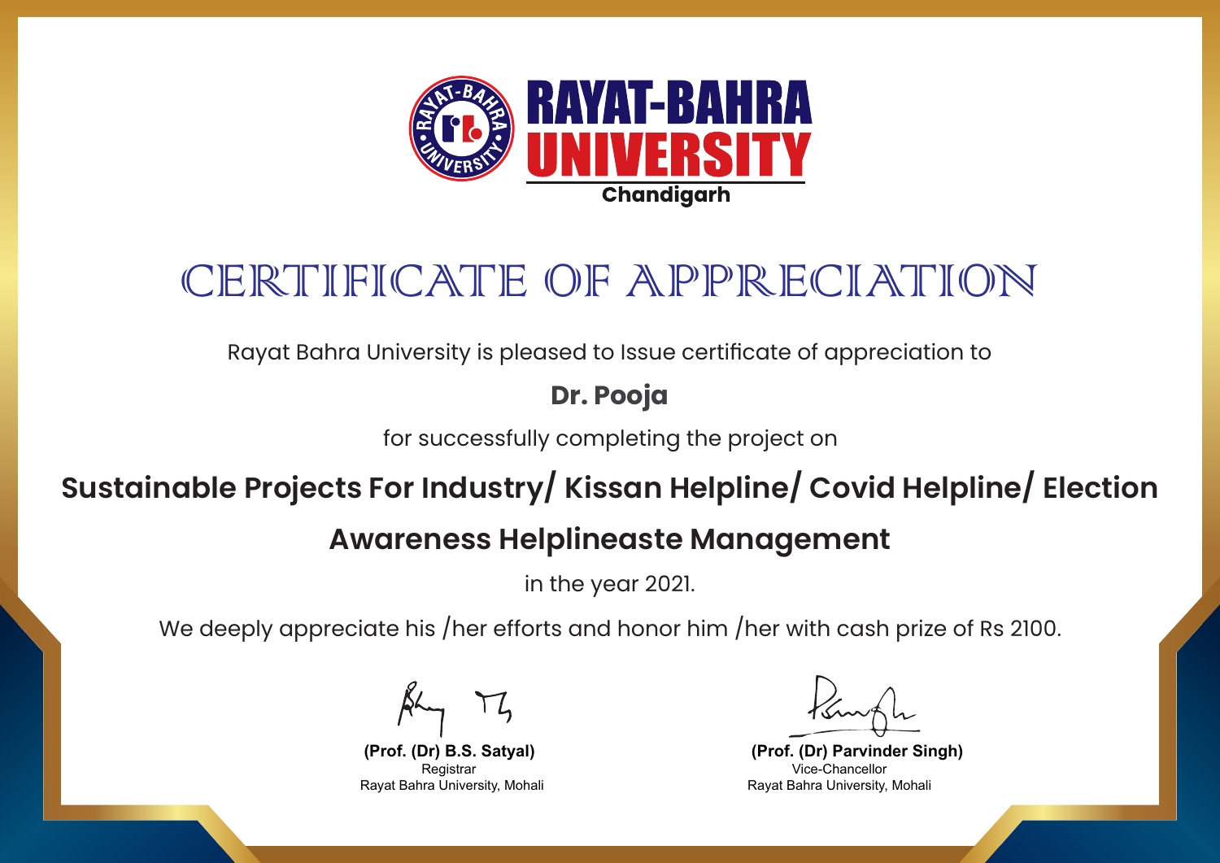RAYAT-BAHRA UNIVERSITY
Chandigarh

# CERTIFICATE OF APPRECIATION

Rayat Bahra University is pleased to Issue certificate of appreciation to

**Dr. Pooja**

for successfully completing the project on

**Sustainable Projects For Industry/ Kissan Helpline/ Covid Helpline/ Election Awareness Helplineaste Management**

in the year 2021.

We deeply appreciate his /her efforts and honor him /her with cash prize of Rs 2100.

**(Prof. (Dr) B.S. Satyal)**
Registrar
Rayat Bahra University, Mohali

**(Prof. (Dr) Parvinder Singh)**
Vice-Chancellor
Rayat Bahra University, Mohali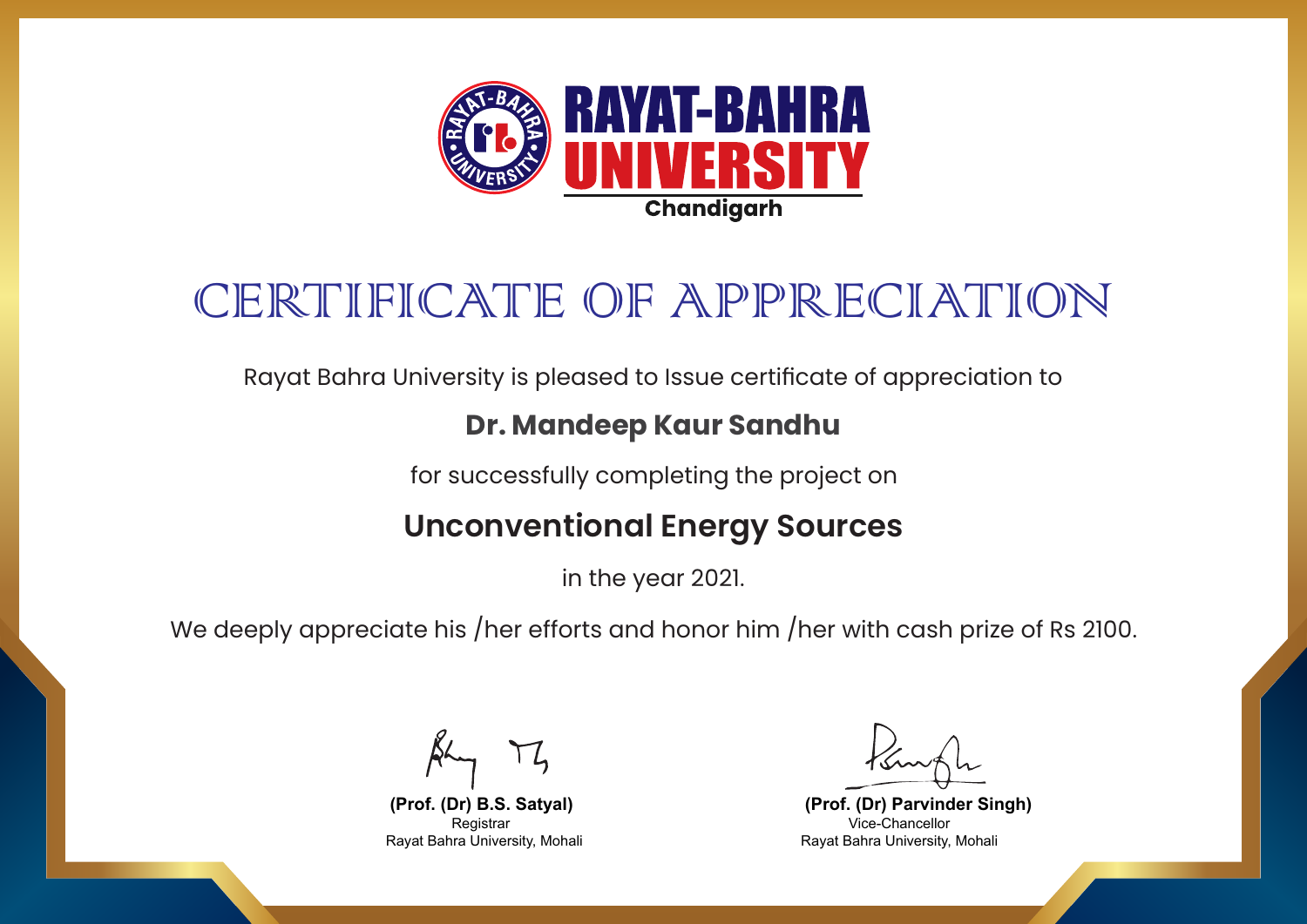RAYAT-BAHRA UNIVERSITY
Chandigarh

# CERTIFICATE OF APPRECIATION

Rayat Bahra University is pleased to Issue certificate of appreciation to

**Dr. Mandeep Kaur Sandhu**

for successfully completing the project on

## Unconventional Energy Sources

in the year 2021.

We deeply appreciate his /her efforts and honor him /her with cash prize of Rs 2100.

**(Prof. (Dr) B.S. Satyal)**
Registrar
Rayat Bahra University, Mohali

**(Prof. (Dr) Parvinder Singh)**
Vice-Chancellor
Rayat Bahra University, Mohali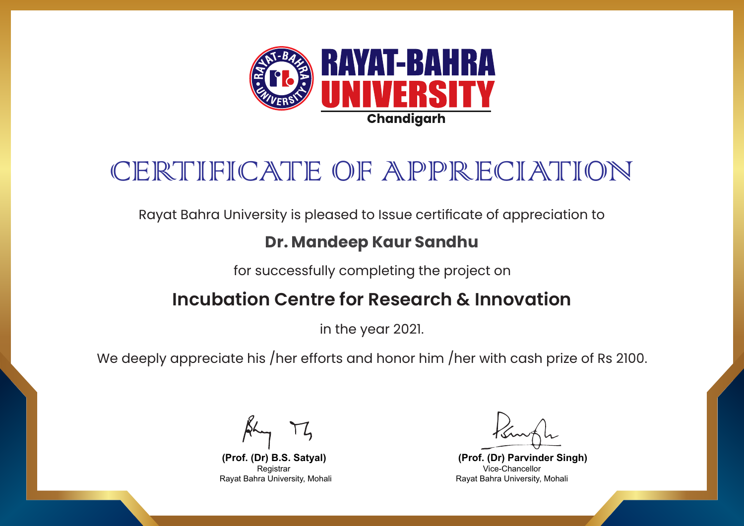**RAYAT-BAHRA UNIVERSITY**
**Chandigarh**

# CERTIFICATE OF APPRECIATION

Rayat Bahra University is pleased to Issue certificate of appreciation to

**Dr. Mandeep Kaur Sandhu**

for successfully completing the project on

## Incubation Centre for Research & Innovation

in the year 2021.

We deeply appreciate his /her efforts and honor him /her with cash prize of Rs 2100.

**(Prof. (Dr) B.S. Satyal)**
Registrar
Rayat Bahra University, Mohali

**(Prof. (Dr) Parvinder Singh)**
Vice-Chancellor
Rayat Bahra University, Mohali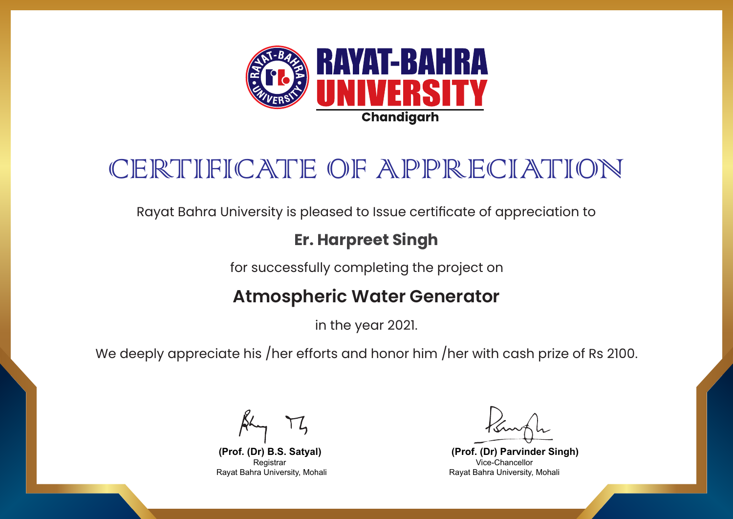RAYAT-BAHRA UNIVERSITY

Chandigarh

# CERTIFICATE OF APPRECIATION

Rayat Bahra University is pleased to Issue certificate of appreciation to

**Er. Harpreet Singh**

for successfully completing the project on

## Atmospheric Water Generator

in the year 2021.

We deeply appreciate his /her efforts and honor him /her with cash prize of Rs 2100.

**(Prof. (Dr) B.S. Satyal)**
Registrar
Rayat Bahra University, Mohali

**(Prof. (Dr) Parvinder Singh)**
Vice-Chancellor
Rayat Bahra University, Mohali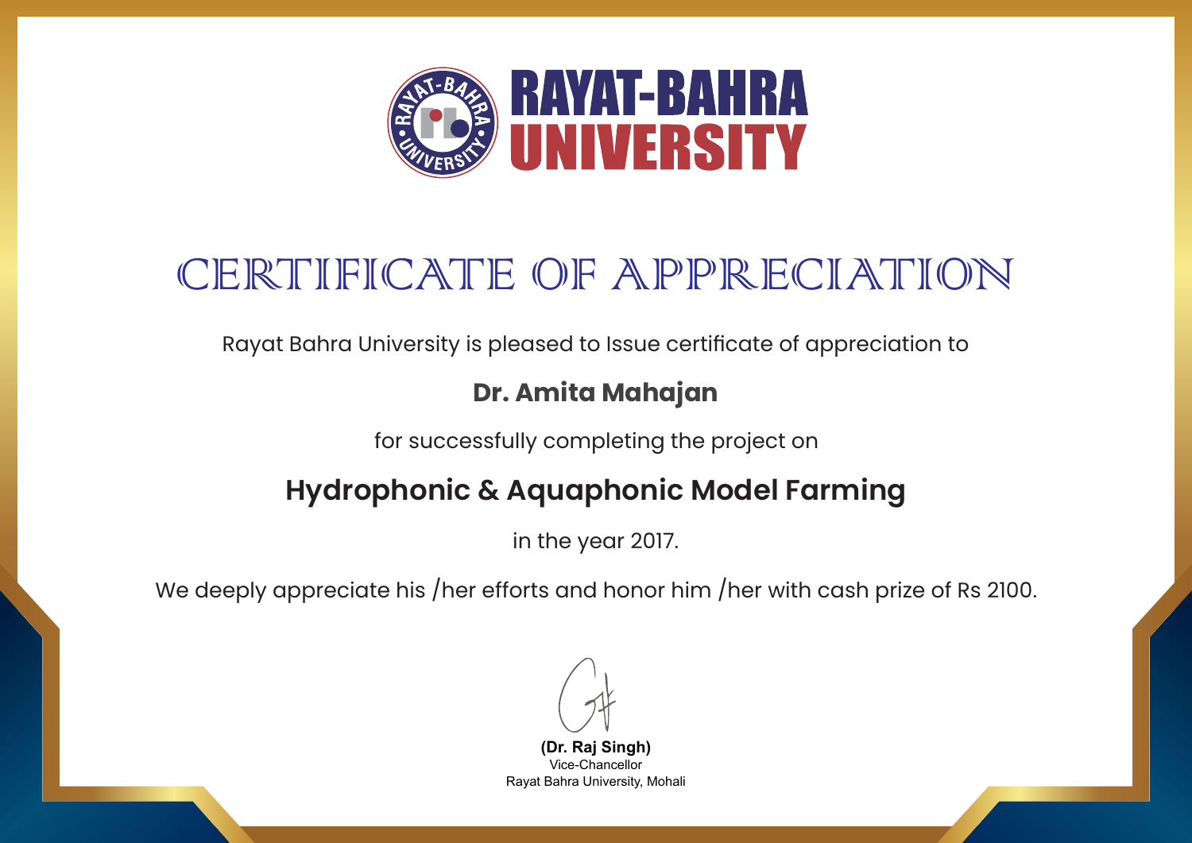# RAYAT-BAHRA UNIVERSITY

## CERTIFICATE OF APPRECIATION

Rayat Bahra University is pleased to Issue certificate of appreciation to

**Dr. Amita Mahajan**

for successfully completing the project on

**Hydrophonic & Aquaphonic Model Farming**

in the year 2017.

We deeply appreciate his /her efforts and honor him /her with cash prize of Rs 2100.

**(Dr. Raj Singh)**
Vice-Chancellor
Rayat Bahra University, Mohali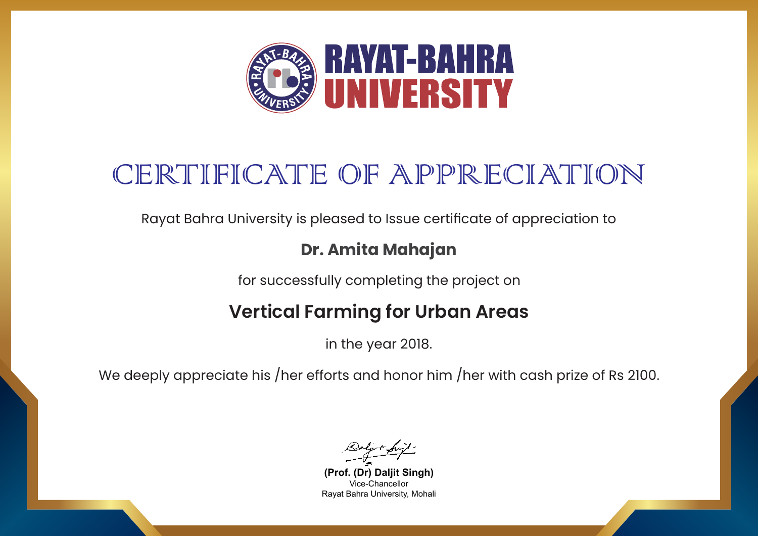# RAYAT-BAHRA UNIVERSITY

# CERTIFICATE OF APPRECIATION

Rayat Bahra University is pleased to Issue certificate of appreciation to

**Dr. Amita Mahajan**

for successfully completing the project on

**Vertical Farming for Urban Areas**

in the year 2018.

We deeply appreciate his /her efforts and honor him /her with cash prize of Rs 2100.

**(Prof. (Dr) Daljit Singh)**
Vice-Chancellor
Rayat Bahra University, Mohali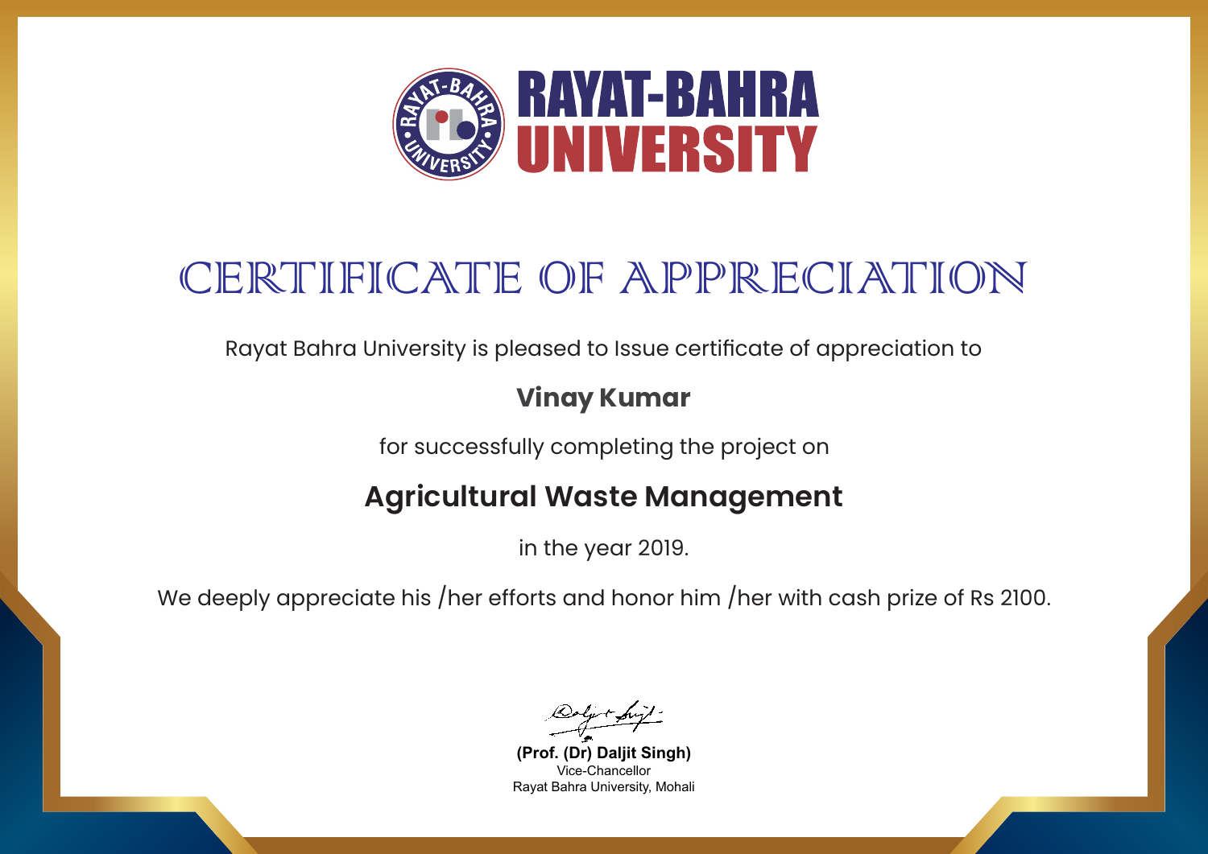# RAYAT-BAHRA UNIVERSITY

# CERTIFICATE OF APPRECIATION

Rayat Bahra University is pleased to Issue certificate of appreciation to

**Vinay Kumar**

for successfully completing the project on

## Agricultural Waste Management

in the year 2019.

We deeply appreciate his /her efforts and honor him /her with cash prize of Rs 2100.

**(Prof. (Dr) Daljit Singh)**
Vice-Chancellor
Rayat Bahra University, Mohali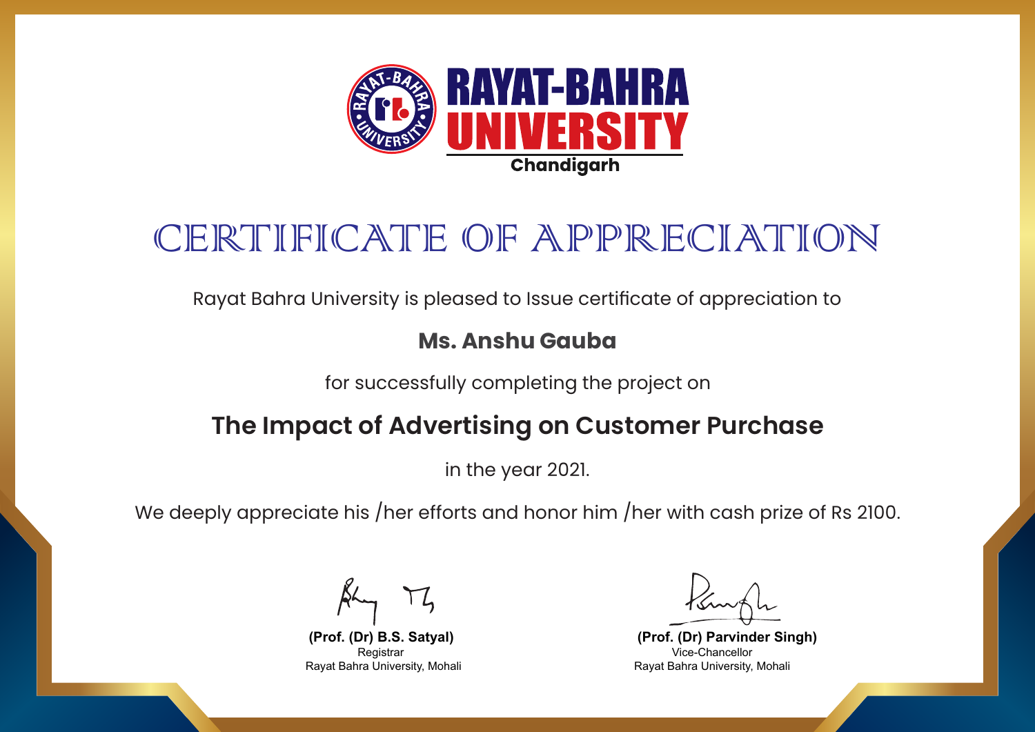RAYAT-BAHRA UNIVERSITY

Chandigarh

# CERTIFICATE OF APPRECIATION

Rayat Bahra University is pleased to Issue certificate of appreciation to

**Ms. Anshu Gauba**

for successfully completing the project on

## The Impact of Advertising on Customer Purchase

in the year 2021.

We deeply appreciate his /her efforts and honor him /her with cash prize of Rs 2100.

**(Prof. (Dr) B.S. Satyal)**
Registrar
Rayat Bahra University, Mohali

**(Prof. (Dr) Parvinder Singh)**
Vice-Chancellor
Rayat Bahra University, Mohali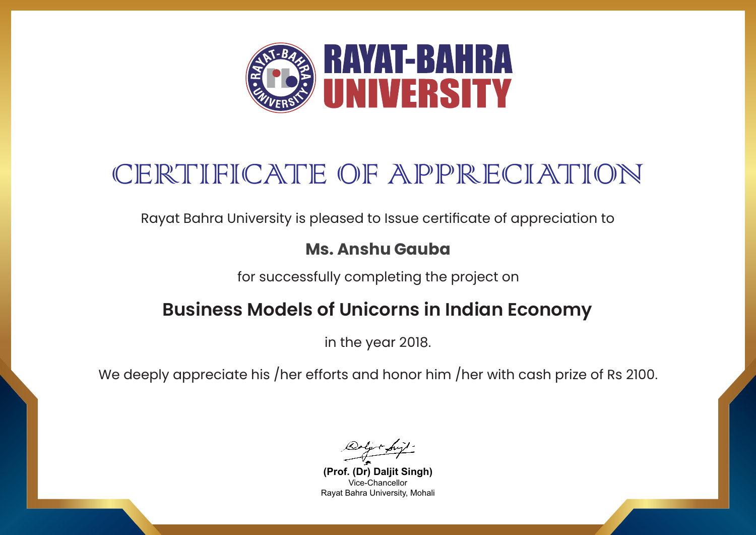RAYAT-BAHRA UNIVERSITY

# CERTIFICATE OF APPRECIATION

Rayat Bahra University is pleased to Issue certificate of appreciation to

**Ms. Anshu Gauba**

for successfully completing the project on

## Business Models of Unicorns in Indian Economy

in the year 2018.

We deeply appreciate his /her efforts and honor him /her with cash prize of Rs 2100.

**(Prof. (Dr) Daljit Singh)**
Vice-Chancellor
Rayat Bahra University, Mohali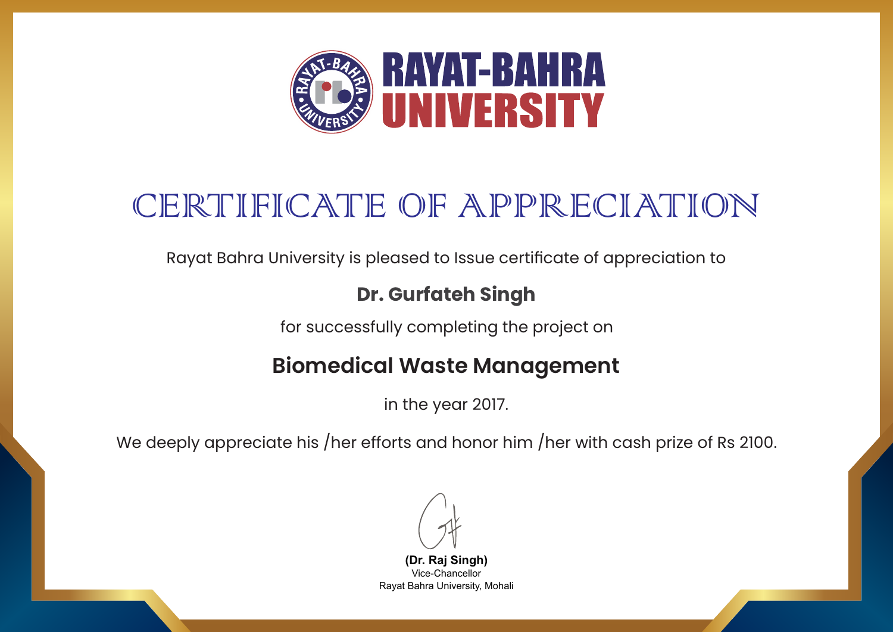# RAYAT-BAHRA UNIVERSITY

## CERTIFICATE OF APPRECIATION

Rayat Bahra University is pleased to Issue certificate of appreciation to

**Dr. Gurfateh Singh**

for successfully completing the project on

**Biomedical Waste Management**

in the year 2017.

We deeply appreciate his /her efforts and honor him /her with cash prize of Rs 2100.

**(Dr. Raj Singh)**
Vice-Chancellor
Rayat Bahra University, Mohali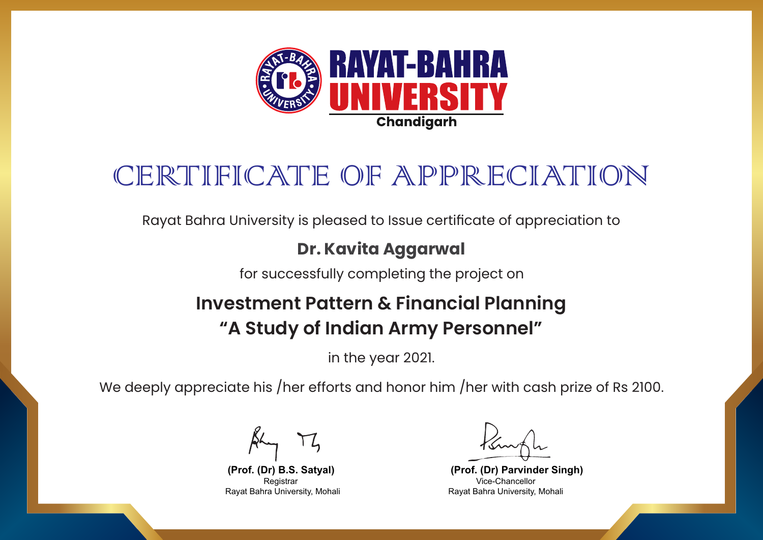**RAYAT-BAHRA UNIVERSITY**
**Chandigarh**

# CERTIFICATE OF APPRECIATION

Rayat Bahra University is pleased to Issue certificate of appreciation to

**Dr. Kavita Aggarwal**

for successfully completing the project on

## Investment Pattern & Financial Planning
## "A Study of Indian Army Personnel"

in the year 2021.

We deeply appreciate his /her efforts and honor him /her with cash prize of Rs 2100.

**(Prof. (Dr) B.S. Satyal)**
Registrar
Rayat Bahra University, Mohali

**(Prof. (Dr) Parvinder Singh)**
Vice-Chancellor
Rayat Bahra University, Mohali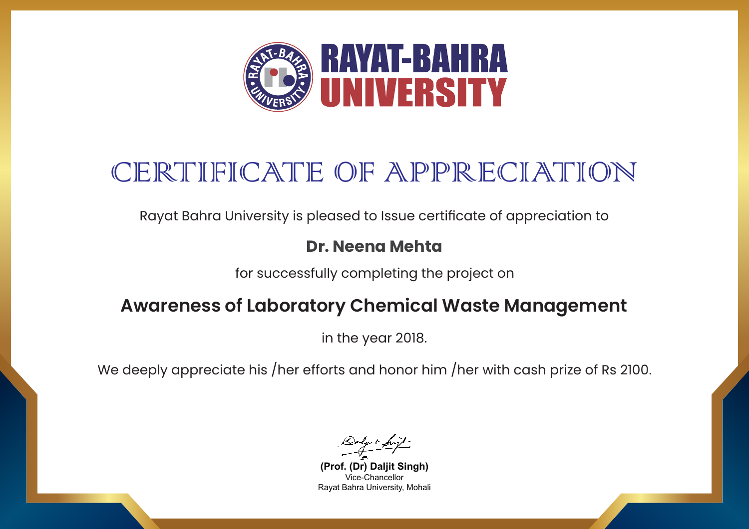# RAYAT-BAHRA UNIVERSITY

## CERTIFICATE OF APPRECIATION

Rayat Bahra University is pleased to Issue certificate of appreciation to

**Dr. Neena Mehta**

for successfully completing the project on

**Awareness of Laboratory Chemical Waste Management**

in the year 2018.

We deeply appreciate his /her efforts and honor him /her with cash prize of Rs 2100.

**(Prof. (Dr) Daljit Singh)**
Vice-Chancellor
Rayat Bahra University, Mohali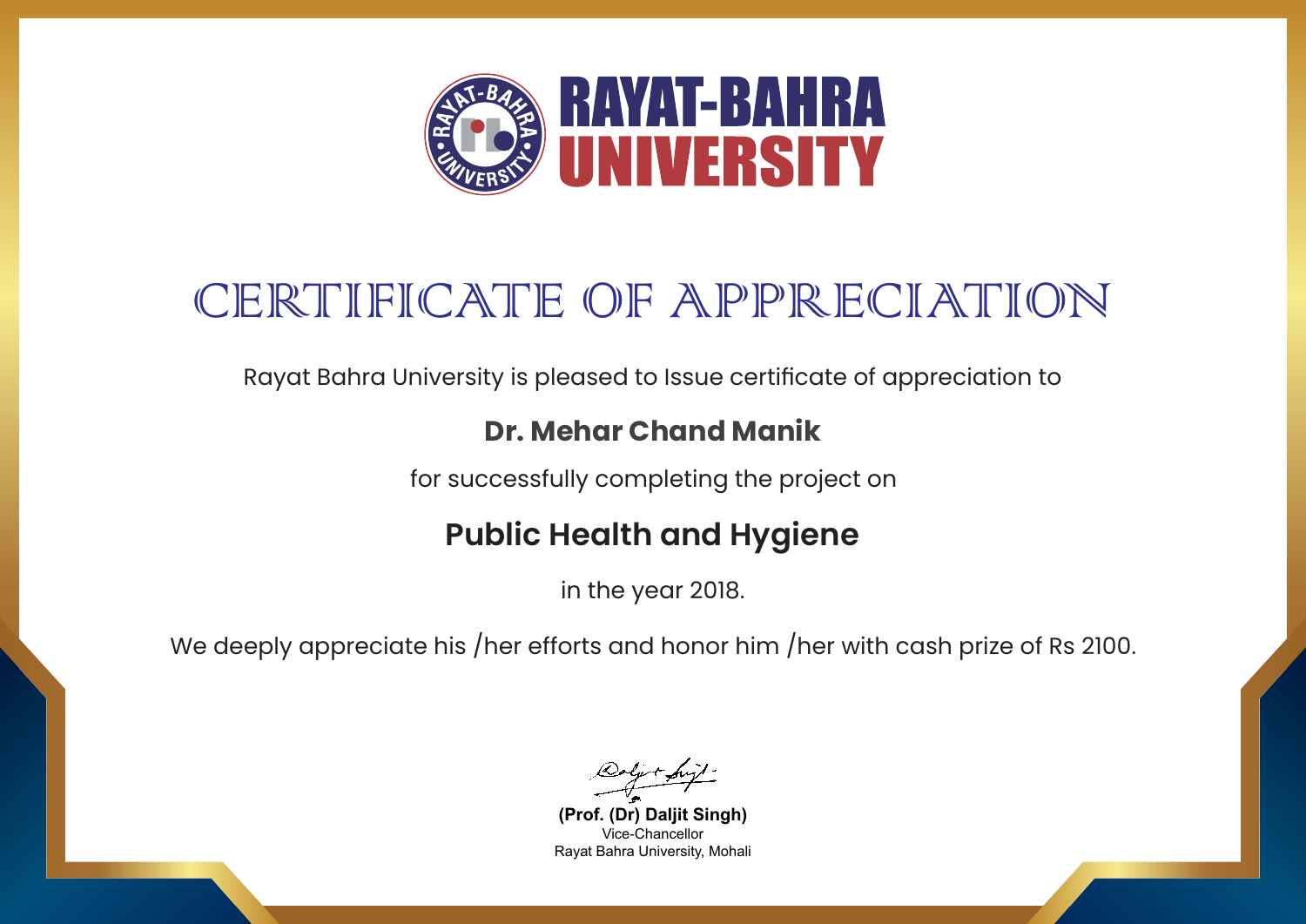RAYAT-BAHRA UNIVERSITY

# CERTIFICATE OF APPRECIATION

Rayat Bahra University is pleased to Issue certificate of appreciation to

**Dr. Mehar Chand Manik**

for successfully completing the project on

## Public Health and Hygiene

in the year 2018.

We deeply appreciate his /her efforts and honor him /her with cash prize of Rs 2100.

**(Prof. (Dr) Daljit Singh)**
Vice-Chancellor
Rayat Bahra University, Mohali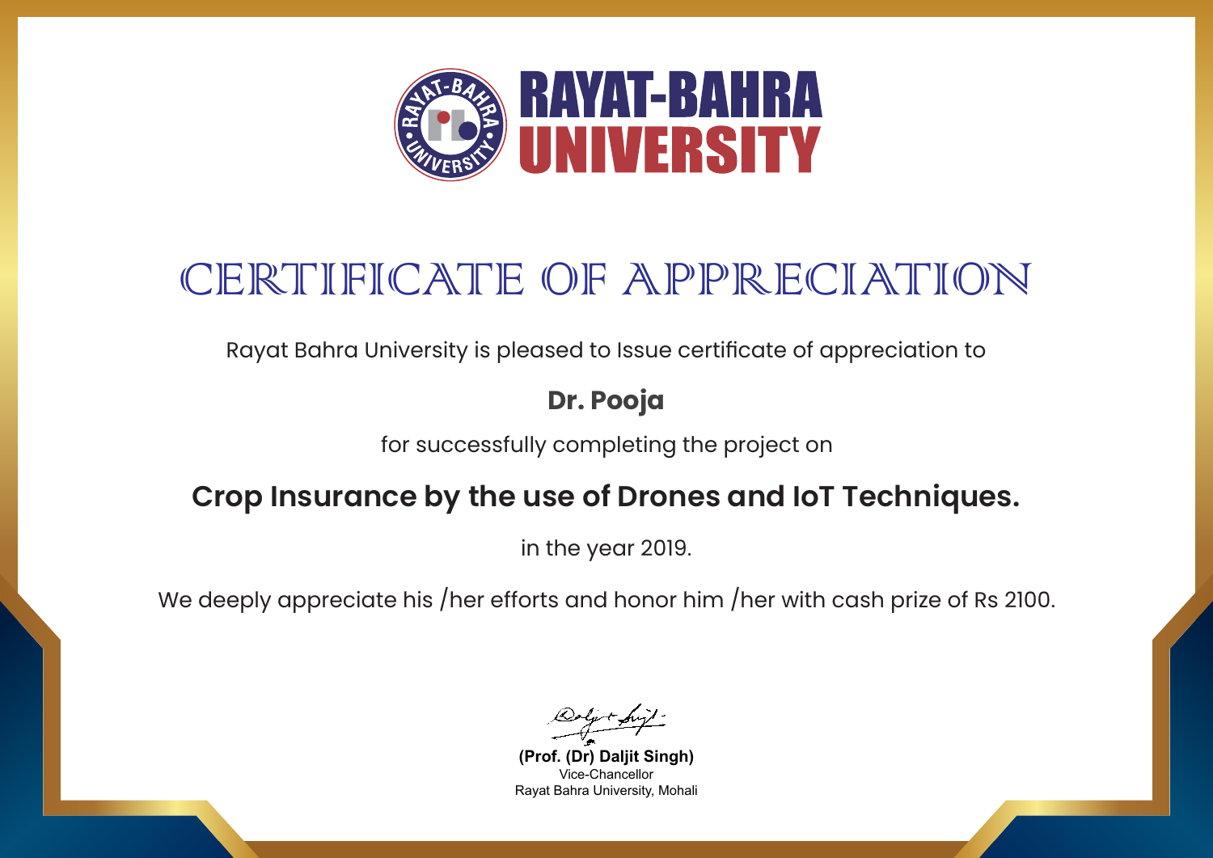RAYAT-BAHRA UNIVERSITY

# CERTIFICATE OF APPRECIATION

Rayat Bahra University is pleased to Issue certificate of appreciation to

**Dr. Pooja**

for successfully completing the project on

## Crop Insurance by the use of Drones and IoT Techniques.

in the year 2019.

We deeply appreciate his /her efforts and honor him /her with cash prize of Rs 2100.

**(Prof. (Dr) Daljit Singh)**
Vice-Chancellor
Rayat Bahra University, Mohali